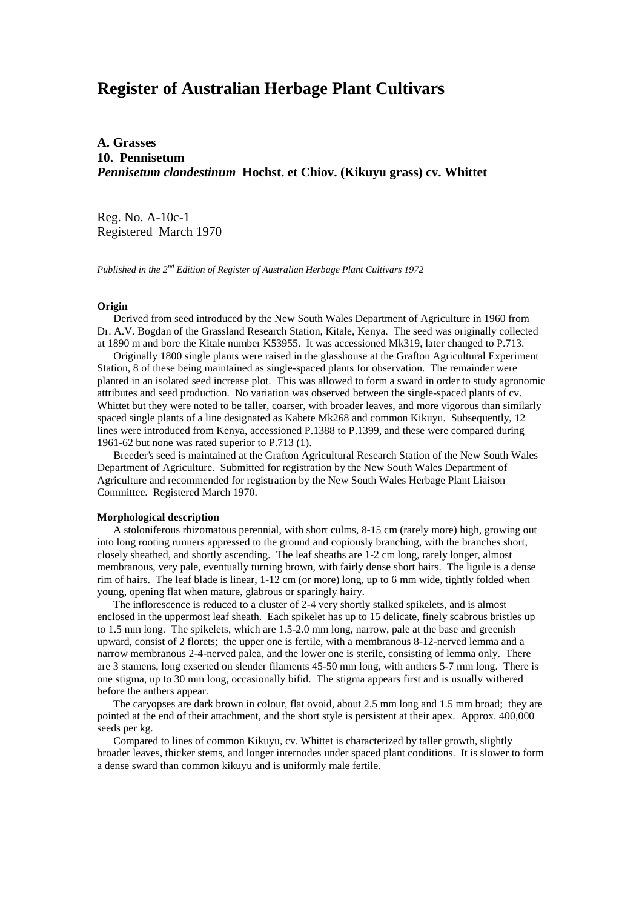# Register of Australian Herbage Plant Cultivars

**A. Grasses**
**10. Pennisetum**
***Pennisetum clandestinum*** **Hochst. et Chiov. (Kikuyu grass) cv. Whittet**

Reg. No. A-10c-1
Registered March 1970

*Published in the 2nd Edition of Register of Australian Herbage Plant Cultivars 1972*

**Origin**

Derived from seed introduced by the New South Wales Department of Agriculture in 1960 from Dr. A.V. Bogdan of the Grassland Research Station, Kitale, Kenya. The seed was originally collected at 1890 m and bore the Kitale number K53955. It was accessioned Mk319, later changed to P.713.

Originally 1800 single plants were raised in the glasshouse at the Grafton Agricultural Experiment Station, 8 of these being maintained as single-spaced plants for observation. The remainder were planted in an isolated seed increase plot. This was allowed to form a sward in order to study agronomic attributes and seed production. No variation was observed between the single-spaced plants of cv. Whittet but they were noted to be taller, coarser, with broader leaves, and more vigorous than similarly spaced single plants of a line designated as Kabete Mk268 and common Kikuyu. Subsequently, 12 lines were introduced from Kenya, accessioned P.1388 to P.1399, and these were compared during 1961-62 but none was rated superior to P.713 (1).

Breeder's seed is maintained at the Grafton Agricultural Research Station of the New South Wales Department of Agriculture. Submitted for registration by the New South Wales Department of Agriculture and recommended for registration by the New South Wales Herbage Plant Liaison Committee. Registered March 1970.

**Morphological description**

A stoloniferous rhizomatous perennial, with short culms, 8-15 cm (rarely more) high, growing out into long rooting runners appressed to the ground and copiously branching, with the branches short, closely sheathed, and shortly ascending. The leaf sheaths are 1-2 cm long, rarely longer, almost membranous, very pale, eventually turning brown, with fairly dense short hairs. The ligule is a dense rim of hairs. The leaf blade is linear, 1-12 cm (or more) long, up to 6 mm wide, tightly folded when young, opening flat when mature, glabrous or sparingly hairy.

The inflorescence is reduced to a cluster of 2-4 very shortly stalked spikelets, and is almost enclosed in the uppermost leaf sheath. Each spikelet has up to 15 delicate, finely scabrous bristles up to 1.5 mm long. The spikelets, which are 1.5-2.0 mm long, narrow, pale at the base and greenish upward, consist of 2 florets; the upper one is fertile, with a membranous 8-12-nerved lemma and a narrow membranous 2-4-nerved palea, and the lower one is sterile, consisting of lemma only. There are 3 stamens, long exserted on slender filaments 45-50 mm long, with anthers 5-7 mm long. There is one stigma, up to 30 mm long, occasionally bifid. The stigma appears first and is usually withered before the anthers appear.

The caryopses are dark brown in colour, flat ovoid, about 2.5 mm long and 1.5 mm broad; they are pointed at the end of their attachment, and the short style is persistent at their apex. Approx. 400,000 seeds per kg.

Compared to lines of common Kikuyu, cv. Whittet is characterized by taller growth, slightly broader leaves, thicker stems, and longer internodes under spaced plant conditions. It is slower to form a dense sward than common kikuyu and is uniformly male fertile.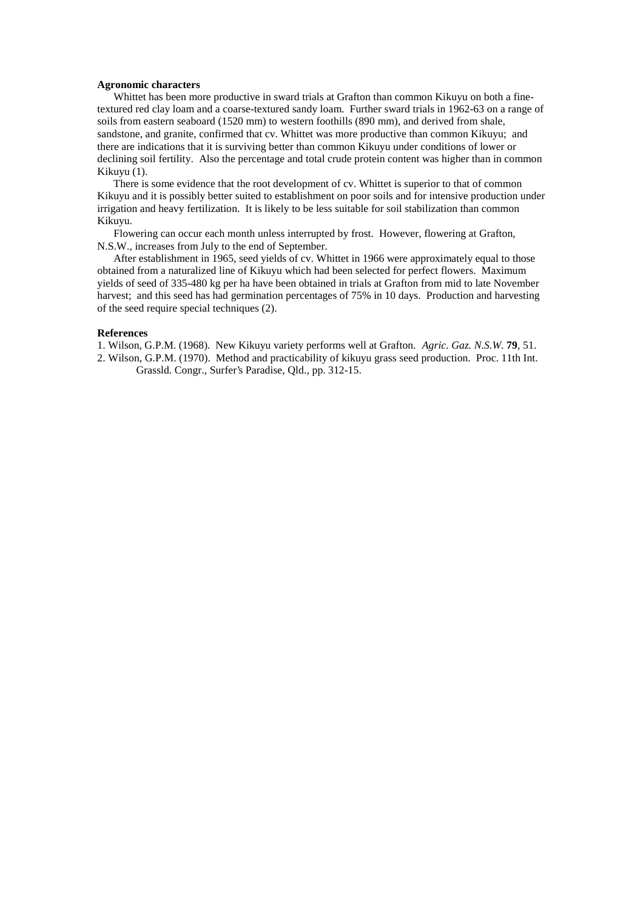**Agronomic characters**

Whittet has been more productive in sward trials at Grafton than common Kikuyu on both a fine-textured red clay loam and a coarse-textured sandy loam. Further sward trials in 1962-63 on a range of soils from eastern seaboard (1520 mm) to western foothills (890 mm), and derived from shale, sandstone, and granite, confirmed that cv. Whittet was more productive than common Kikuyu; and there are indications that it is surviving better than common Kikuyu under conditions of lower or declining soil fertility. Also the percentage and total crude protein content was higher than in common Kikuyu (1).

There is some evidence that the root development of cv. Whittet is superior to that of common Kikuyu and it is possibly better suited to establishment on poor soils and for intensive production under irrigation and heavy fertilization. It is likely to be less suitable for soil stabilization than common Kikuyu.

Flowering can occur each month unless interrupted by frost. However, flowering at Grafton, N.S.W., increases from July to the end of September.

After establishment in 1965, seed yields of cv. Whittet in 1966 were approximately equal to those obtained from a naturalized line of Kikuyu which had been selected for perfect flowers. Maximum yields of seed of 335-480 kg per ha have been obtained in trials at Grafton from mid to late November harvest; and this seed has had germination percentages of 75% in 10 days. Production and harvesting of the seed require special techniques (2).

**References**

1. Wilson, G.P.M. (1968). New Kikuyu variety performs well at Grafton. *Agric. Gaz. N.S.W.* **79**, 51.
2. Wilson, G.P.M. (1970). Method and practicability of kikuyu grass seed production. Proc. 11th Int. Grassld. Congr., Surfer's Paradise, Qld., pp. 312-15.